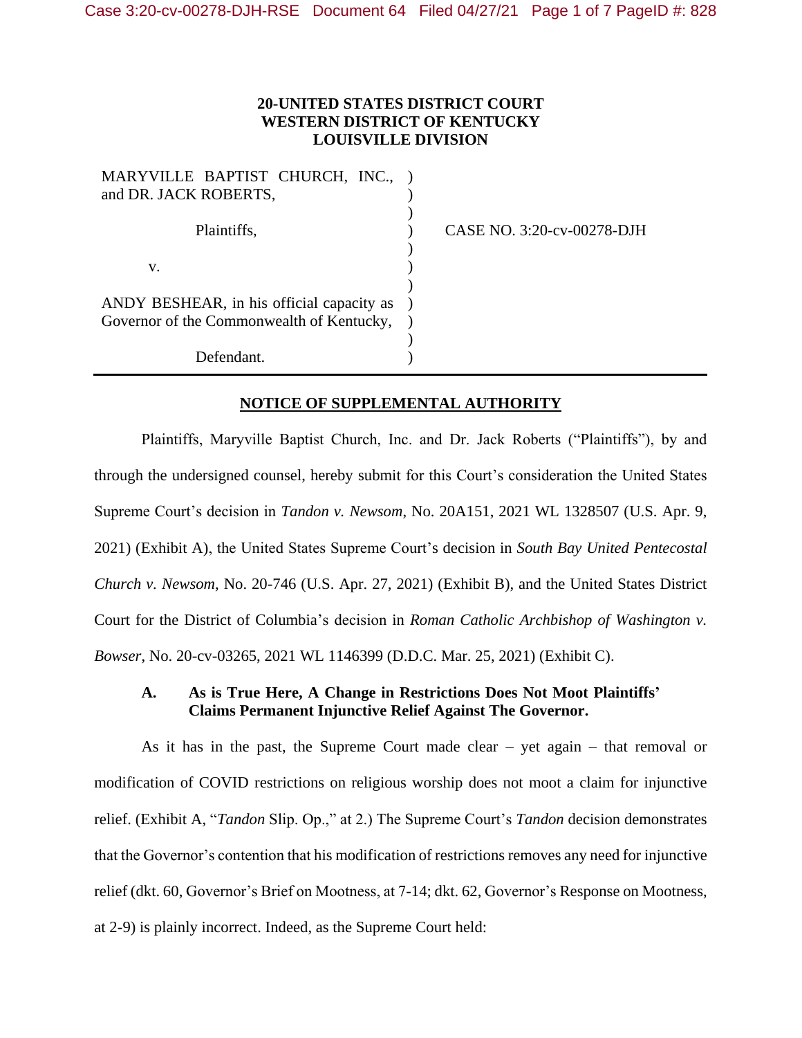**20-UNITED STATES DISTRICT COURT**
**WESTERN DISTRICT OF KENTUCKY**
**LOUISVILLE DIVISION**

MARYVILLE BAPTIST CHURCH, INC., and DR. JACK ROBERTS,

Plaintiffs,

v.

ANDY BESHEAR, in his official capacity as Governor of the Commonwealth of Kentucky,

Defendant.

CASE NO. 3:20-cv-00278-DJH

## NOTICE OF SUPPLEMENTAL AUTHORITY

Plaintiffs, Maryville Baptist Church, Inc. and Dr. Jack Roberts ("Plaintiffs"), by and through the undersigned counsel, hereby submit for this Court's consideration the United States Supreme Court's decision in *Tandon v. Newsom*, No. 20A151, 2021 WL 1328507 (U.S. Apr. 9, 2021) (Exhibit A), the United States Supreme Court's decision in *South Bay United Pentecostal Church v. Newsom*, No. 20-746 (U.S. Apr. 27, 2021) (Exhibit B), and the United States District Court for the District of Columbia's decision in *Roman Catholic Archbishop of Washington v. Bowser*, No. 20-cv-03265, 2021 WL 1146399 (D.D.C. Mar. 25, 2021) (Exhibit C).

### A. As is True Here, A Change in Restrictions Does Not Moot Plaintiffs' Claims Permanent Injunctive Relief Against The Governor.

As it has in the past, the Supreme Court made clear – yet again – that removal or modification of COVID restrictions on religious worship does not moot a claim for injunctive relief. (Exhibit A, "*Tandon* Slip. Op.," at 2.) The Supreme Court's *Tandon* decision demonstrates that the Governor's contention that his modification of restrictions removes any need for injunctive relief (dkt. 60, Governor's Brief on Mootness, at 7-14; dkt. 62, Governor's Response on Mootness, at 2-9) is plainly incorrect. Indeed, as the Supreme Court held: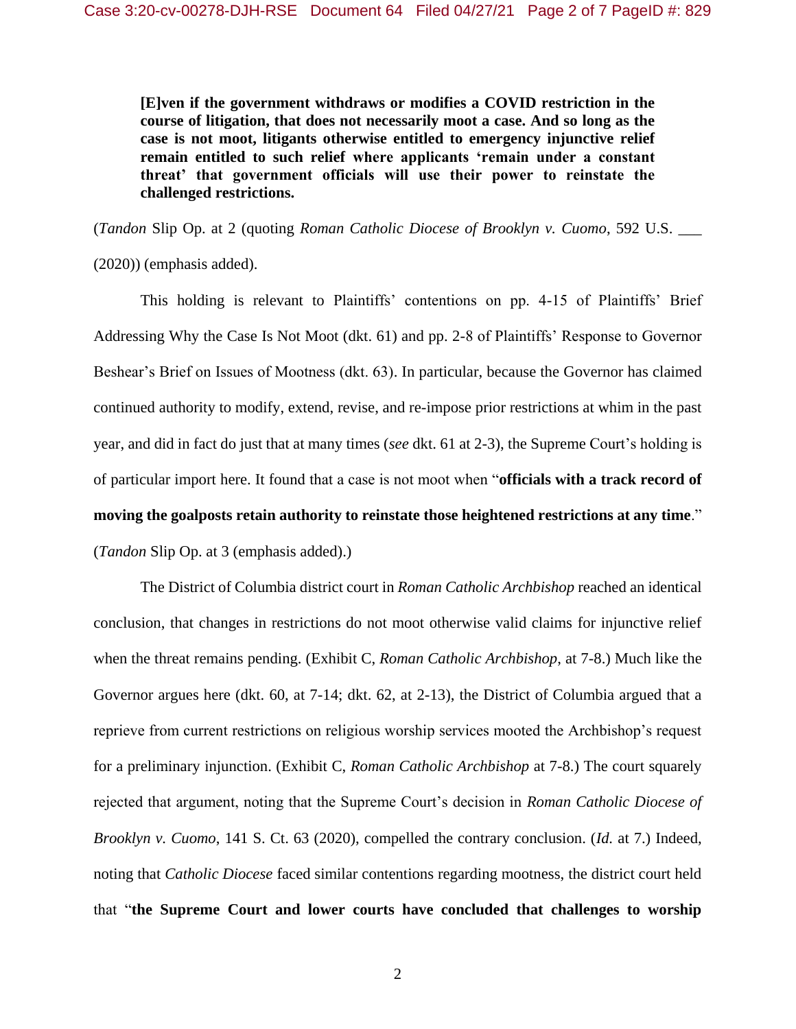> **[E]ven if the government withdraws or modifies a COVID restriction in the course of litigation, that does not necessarily moot a case. And so long as the case is not moot, litigants otherwise entitled to emergency injunctive relief remain entitled to such relief where applicants 'remain under a constant threat' that government officials will use their power to reinstate the challenged restrictions.**

(*Tandon* Slip Op. at 2 (quoting *Roman Catholic Diocese of Brooklyn v. Cuomo*, 592 U.S. ___ (2020)) (emphasis added).

This holding is relevant to Plaintiffs' contentions on pp. 4-15 of Plaintiffs' Brief Addressing Why the Case Is Not Moot (dkt. 61) and pp. 2-8 of Plaintiffs' Response to Governor Beshear's Brief on Issues of Mootness (dkt. 63). In particular, because the Governor has claimed continued authority to modify, extend, revise, and re-impose prior restrictions at whim in the past year, and did in fact do just that at many times (*see* dkt. 61 at 2-3), the Supreme Court's holding is of particular import here. It found that a case is not moot when "**officials with a track record of moving the goalposts retain authority to reinstate those heightened restrictions at any time**." (*Tandon* Slip Op. at 3 (emphasis added).)

The District of Columbia district court in *Roman Catholic Archbishop* reached an identical conclusion, that changes in restrictions do not moot otherwise valid claims for injunctive relief when the threat remains pending. (Exhibit C, *Roman Catholic Archbishop*, at 7-8.) Much like the Governor argues here (dkt. 60, at 7-14; dkt. 62, at 2-13), the District of Columbia argued that a reprieve from current restrictions on religious worship services mooted the Archbishop's request for a preliminary injunction. (Exhibit C, *Roman Catholic Archbishop* at 7-8.) The court squarely rejected that argument, noting that the Supreme Court's decision in *Roman Catholic Diocese of Brooklyn v. Cuomo*, 141 S. Ct. 63 (2020), compelled the contrary conclusion. (*Id.* at 7.) Indeed, noting that *Catholic Diocese* faced similar contentions regarding mootness, the district court held that "**the Supreme Court and lower courts have concluded that challenges to worship**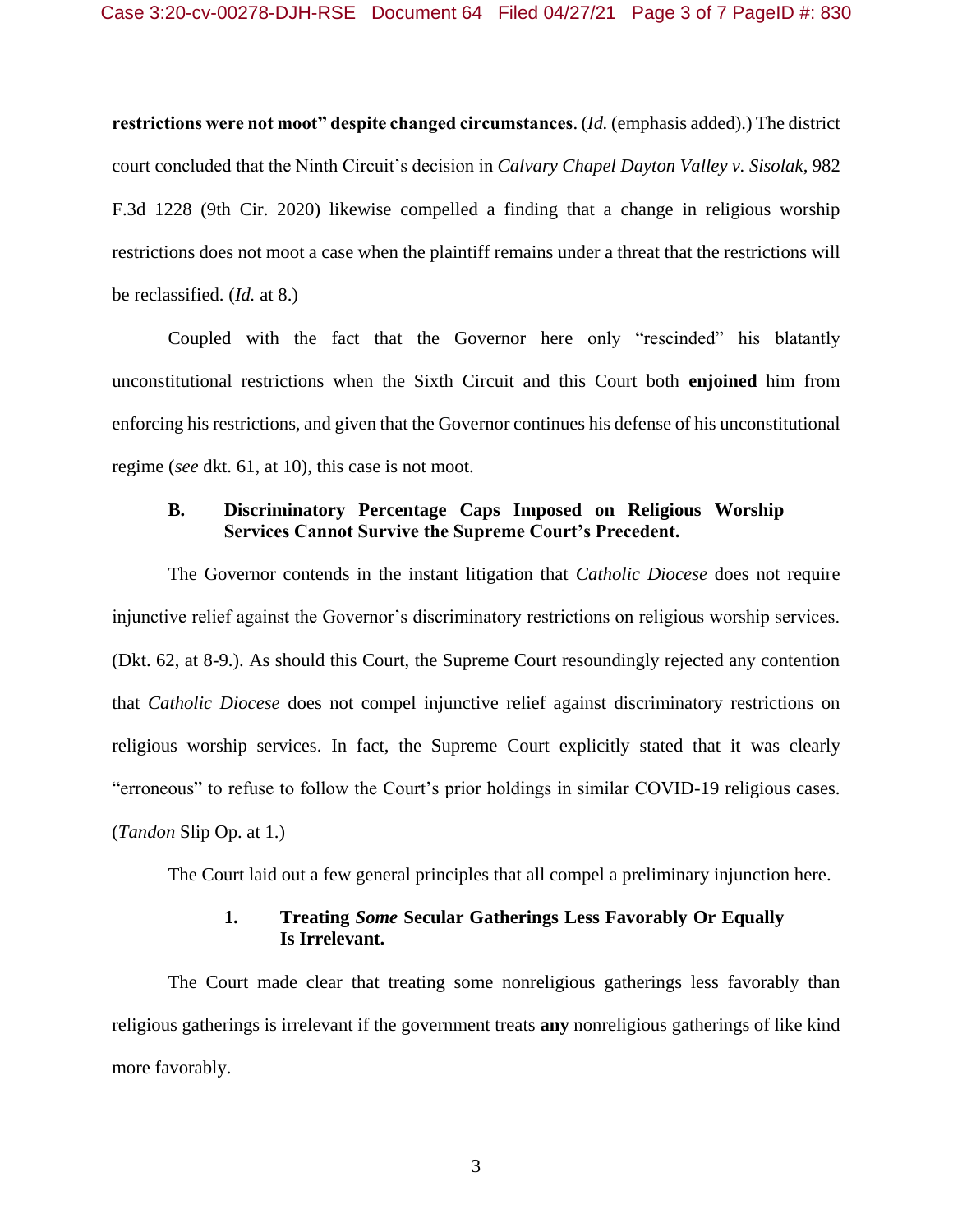**restrictions were not moot" despite changed circumstances**. (*Id.* (emphasis added).) The district court concluded that the Ninth Circuit's decision in *Calvary Chapel Dayton Valley v. Sisolak*, 982 F.3d 1228 (9th Cir. 2020) likewise compelled a finding that a change in religious worship restrictions does not moot a case when the plaintiff remains under a threat that the restrictions will be reclassified. (*Id.* at 8.)

Coupled with the fact that the Governor here only "rescinded" his blatantly unconstitutional restrictions when the Sixth Circuit and this Court both **enjoined** him from enforcing his restrictions, and given that the Governor continues his defense of his unconstitutional regime (*see* dkt. 61, at 10), this case is not moot.

### B. Discriminatory Percentage Caps Imposed on Religious Worship Services Cannot Survive the Supreme Court's Precedent.

The Governor contends in the instant litigation that *Catholic Diocese* does not require injunctive relief against the Governor's discriminatory restrictions on religious worship services. (Dkt. 62, at 8-9.). As should this Court, the Supreme Court resoundingly rejected any contention that *Catholic Diocese* does not compel injunctive relief against discriminatory restrictions on religious worship services. In fact, the Supreme Court explicitly stated that it was clearly "erroneous" to refuse to follow the Court's prior holdings in similar COVID-19 religious cases. (*Tandon* Slip Op. at 1.)

The Court laid out a few general principles that all compel a preliminary injunction here.

#### 1. Treating *Some* Secular Gatherings Less Favorably Or Equally Is Irrelevant.

The Court made clear that treating some nonreligious gatherings less favorably than religious gatherings is irrelevant if the government treats **any** nonreligious gatherings of like kind more favorably.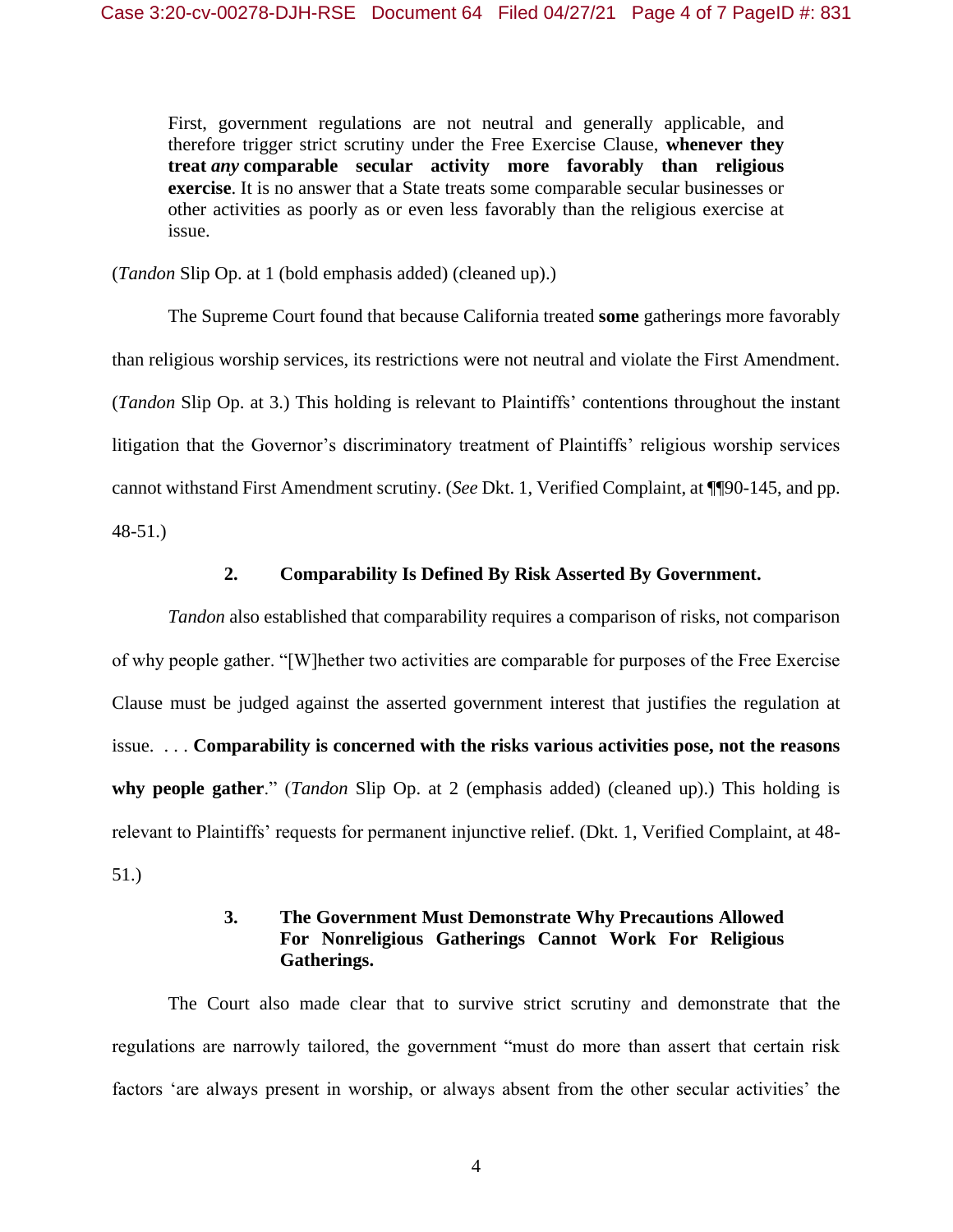> First, government regulations are not neutral and generally applicable, and therefore trigger strict scrutiny under the Free Exercise Clause, **whenever they treat *any* comparable secular activity more favorably than religious exercise**. It is no answer that a State treats some comparable secular businesses or other activities as poorly as or even less favorably than the religious exercise at issue.

(*Tandon* Slip Op. at 1 (bold emphasis added) (cleaned up).)

The Supreme Court found that because California treated **some** gatherings more favorably than religious worship services, its restrictions were not neutral and violate the First Amendment. (*Tandon* Slip Op. at 3.) This holding is relevant to Plaintiffs' contentions throughout the instant litigation that the Governor's discriminatory treatment of Plaintiffs' religious worship services cannot withstand First Amendment scrutiny. (*See* Dkt. 1, Verified Complaint, at ¶¶90-145, and pp. 48-51.)

### 2. Comparability Is Defined By Risk Asserted By Government.

*Tandon* also established that comparability requires a comparison of risks, not comparison of why people gather. "[W]hether two activities are comparable for purposes of the Free Exercise Clause must be judged against the asserted government interest that justifies the regulation at issue. . . . **Comparability is concerned with the risks various activities pose, not the reasons why people gather**." (*Tandon* Slip Op. at 2 (emphasis added) (cleaned up).) This holding is relevant to Plaintiffs' requests for permanent injunctive relief. (Dkt. 1, Verified Complaint, at 48-51.)

### 3. The Government Must Demonstrate Why Precautions Allowed For Nonreligious Gatherings Cannot Work For Religious Gatherings.

The Court also made clear that to survive strict scrutiny and demonstrate that the regulations are narrowly tailored, the government "must do more than assert that certain risk factors 'are always present in worship, or always absent from the other secular activities' the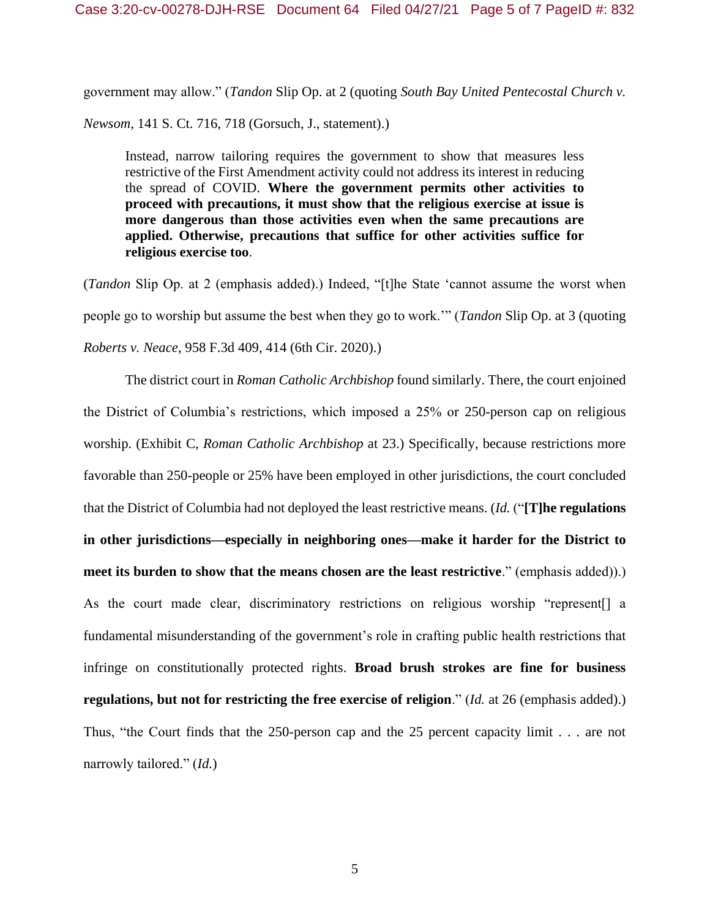government may allow." (*Tandon* Slip Op. at 2 (quoting *South Bay United Pentecostal Church v. Newsom*, 141 S. Ct. 716, 718 (Gorsuch, J., statement).)

> Instead, narrow tailoring requires the government to show that measures less restrictive of the First Amendment activity could not address its interest in reducing the spread of COVID. **Where the government permits other activities to proceed with precautions, it must show that the religious exercise at issue is more dangerous than those activities even when the same precautions are applied. Otherwise, precautions that suffice for other activities suffice for religious exercise too**.

(*Tandon* Slip Op. at 2 (emphasis added).) Indeed, "[t]he State 'cannot assume the worst when people go to worship but assume the best when they go to work.'" (*Tandon* Slip Op. at 3 (quoting *Roberts v. Neace*, 958 F.3d 409, 414 (6th Cir. 2020).)

The district court in *Roman Catholic Archbishop* found similarly. There, the court enjoined the District of Columbia's restrictions, which imposed a 25% or 250-person cap on religious worship. (Exhibit C, *Roman Catholic Archbishop* at 23.) Specifically, because restrictions more favorable than 250-people or 25% have been employed in other jurisdictions, the court concluded that the District of Columbia had not deployed the least restrictive means. (*Id.* ("**[T]he regulations in other jurisdictions—especially in neighboring ones—make it harder for the District to meet its burden to show that the means chosen are the least restrictive**." (emphasis added)).) As the court made clear, discriminatory restrictions on religious worship "represent[] a fundamental misunderstanding of the government's role in crafting public health restrictions that infringe on constitutionally protected rights. **Broad brush strokes are fine for business regulations, but not for restricting the free exercise of religion**." (*Id.* at 26 (emphasis added).) Thus, "the Court finds that the 250-person cap and the 25 percent capacity limit . . . are not narrowly tailored." (*Id.*)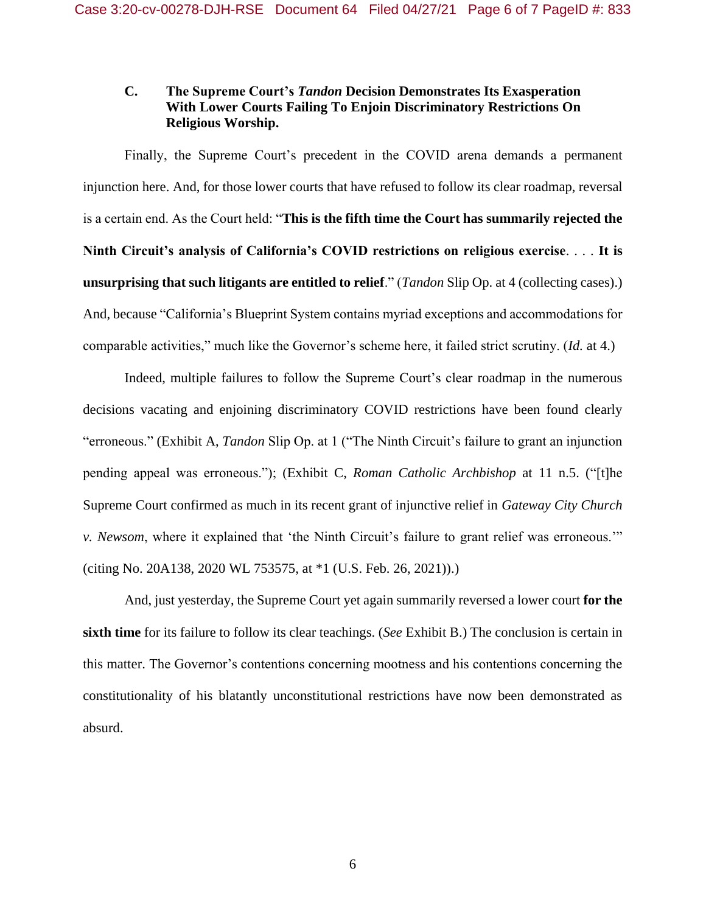### C. The Supreme Court's *Tandon* Decision Demonstrates Its Exasperation With Lower Courts Failing To Enjoin Discriminatory Restrictions On Religious Worship.

Finally, the Supreme Court's precedent in the COVID arena demands a permanent injunction here. And, for those lower courts that have refused to follow its clear roadmap, reversal is a certain end. As the Court held: "**This is the fifth time the Court has summarily rejected the Ninth Circuit's analysis of California's COVID restrictions on religious exercise**. . . . **It is unsurprising that such litigants are entitled to relief**." (*Tandon* Slip Op. at 4 (collecting cases).) And, because "California's Blueprint System contains myriad exceptions and accommodations for comparable activities," much like the Governor's scheme here, it failed strict scrutiny. (*Id.* at 4.)

Indeed, multiple failures to follow the Supreme Court's clear roadmap in the numerous decisions vacating and enjoining discriminatory COVID restrictions have been found clearly "erroneous." (Exhibit A, *Tandon* Slip Op. at 1 ("The Ninth Circuit's failure to grant an injunction pending appeal was erroneous."); (Exhibit C, *Roman Catholic Archbishop* at 11 n.5. ("[t]he Supreme Court confirmed as much in its recent grant of injunctive relief in *Gateway City Church v. Newsom*, where it explained that 'the Ninth Circuit's failure to grant relief was erroneous.'" (citing No. 20A138, 2020 WL 753575, at *1 (U.S. Feb. 26, 2021)).)

And, just yesterday, the Supreme Court yet again summarily reversed a lower court **for the sixth time** for its failure to follow its clear teachings. (*See* Exhibit B.) The conclusion is certain in this matter. The Governor's contentions concerning mootness and his contentions concerning the constitutionality of his blatantly unconstitutional restrictions have now been demonstrated as absurd.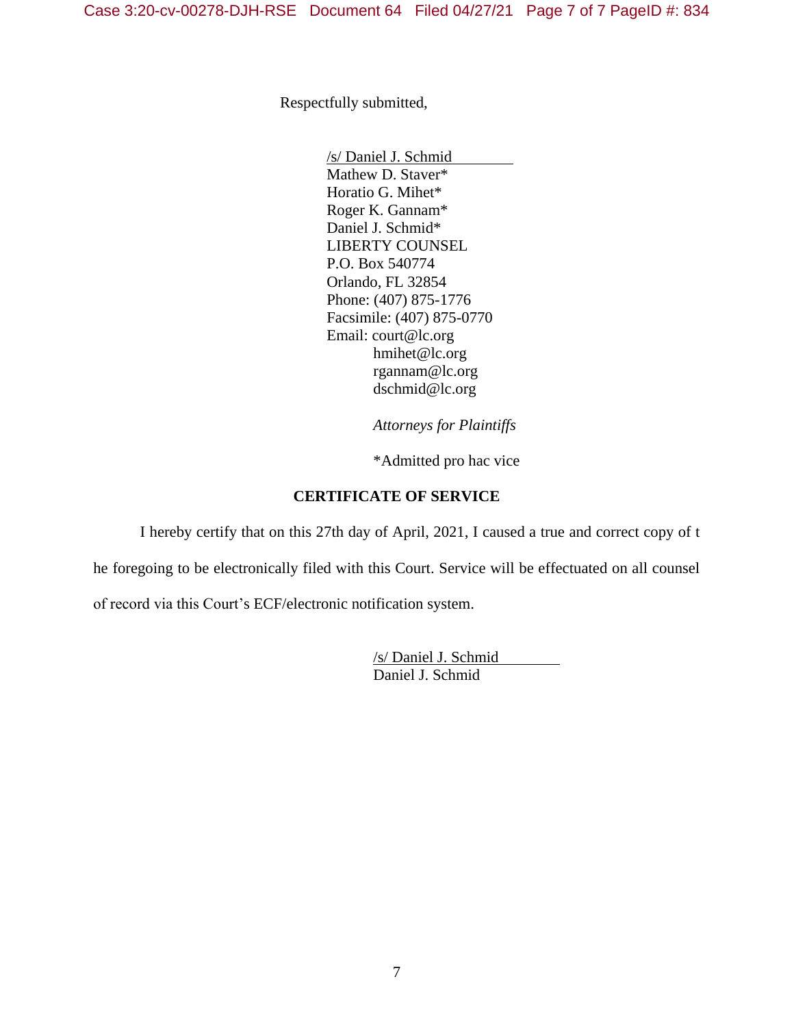Respectfully submitted,

/s/ Daniel J. Schmid
Mathew D. Staver*
Horatio G. Mihet*
Roger K. Gannam*
Daniel J. Schmid*
LIBERTY COUNSEL
P.O. Box 540774
Orlando, FL 32854
Phone: (407) 875-1776
Facsimile: (407) 875-0770
Email: court@lc.org
hmihet@lc.org
rgannam@lc.org
dschmid@lc.org

*Attorneys for Plaintiffs*

*Admitted pro hac vice

**CERTIFICATE OF SERVICE**

I hereby certify that on this 27th day of April, 2021, I caused a true and correct copy of the foregoing to be electronically filed with this Court. Service will be effectuated on all counsel of record via this Court's ECF/electronic notification system.

/s/ Daniel J. Schmid
Daniel J. Schmid